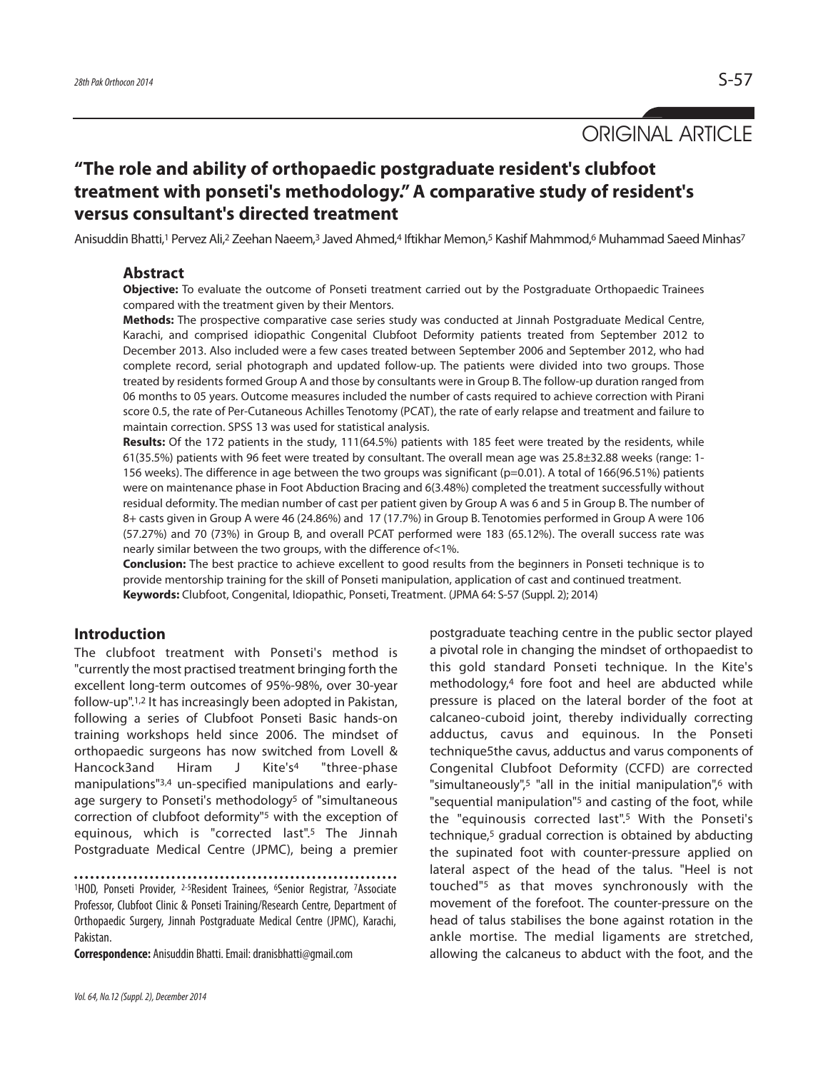ORIGINAL ARTICLE

# "The role and ability of orthopaedic postgraduate resident's clubfoot treatment with ponseti's methodology." A comparative study of resident's versus consultant's directed treatment

Anisuddin Bhatti,[1] Pervez Ali,[2] Zeehan Naeem,[3] Javed Ahmed,[4] Iftikhar Memon,[5] Kashif Mahmmod,[6] Muhammad Saeed Minhas[7]

## Abstract

**Objective:** To evaluate the outcome of Ponseti treatment carried out by the Postgraduate Orthopaedic Trainees compared with the treatment given by their Mentors.

**Methods:** The prospective comparative case series study was conducted at Jinnah Postgraduate Medical Centre, Karachi, and comprised idiopathic Congenital Clubfoot Deformity patients treated from September 2012 to December 2013. Also included were a few cases treated between September 2006 and September 2012, who had complete record, serial photograph and updated follow-up. The patients were divided into two groups. Those treated by residents formed Group A and those by consultants were in Group B. The follow-up duration ranged from 06 months to 05 years. Outcome measures included the number of casts required to achieve correction with Pirani score 0.5, the rate of Per-Cutaneous Achilles Tenotomy (PCAT), the rate of early relapse and treatment and failure to maintain correction. SPSS 13 was used for statistical analysis.

**Results:** Of the 172 patients in the study, 111(64.5%) patients with 185 feet were treated by the residents, while 61(35.5%) patients with 96 feet were treated by consultant. The overall mean age was 25.8±32.88 weeks (range: 1-156 weeks). The difference in age between the two groups was significant (p=0.01). A total of 166(96.51%) patients were on maintenance phase in Foot Abduction Bracing and 6(3.48%) completed the treatment successfully without residual deformity. The median number of cast per patient given by Group A was 6 and 5 in Group B. The number of 8+ casts given in Group A were 46 (24.86%) and 17 (17.7%) in Group B. Tenotomies performed in Group A were 106 (57.27%) and 70 (73%) in Group B, and overall PCAT performed were 183 (65.12%). The overall success rate was nearly similar between the two groups, with the difference of<1%.

**Conclusion:** The best practice to achieve excellent to good results from the beginners in Ponseti technique is to provide mentorship training for the skill of Ponseti manipulation, application of cast and continued treatment.

**Keywords:** Clubfoot, Congenital, Idiopathic, Ponseti, Treatment. (JPMA 64: S-57 (Suppl. 2); 2014)

## Introduction

The clubfoot treatment with Ponseti's method is "currently the most practised treatment bringing forth the excellent long-term outcomes of 95%-98%, over 30-year follow-up".[1,2] It has increasingly been adopted in Pakistan, following a series of Clubfoot Ponseti Basic hands-on training workshops held since 2006. The mindset of orthopaedic surgeons has now switched from Lovell & Hancock[3] and Hiram J Kite's[4] "three-phase manipulations"[3,4] un-specified manipulations and early-age surgery to Ponseti's methodology[5] of "simultaneous correction of clubfoot deformity"[5] with the exception of equinous, which is "corrected last".[5] The Jinnah Postgraduate Medical Centre (JPMC), being a premier postgraduate teaching centre in the public sector played a pivotal role in changing the mindset of orthopaedist to this gold standard Ponseti technique. In the Kite's methodology,[4] fore foot and heel are abducted while pressure is placed on the lateral border of the foot at calcaneo-cuboid joint, thereby individually correcting adductus, cavus and equinous. In the Ponseti technique[5] the cavus, adductus and varus components of Congenital Clubfoot Deformity (CCFD) are corrected "simultaneously",[5] "all in the initial manipulation",[6] with "sequential manipulation"[5] and casting of the foot, while the "equinousis corrected last".[5] With the Ponseti's technique,[5] gradual correction is obtained by abducting the supinated foot with counter-pressure applied on lateral aspect of the head of the talus. "Heel is not touched"[5] as that moves synchronously with the movement of the forefoot. The counter-pressure on the head of talus stabilises the bone against rotation in the ankle mortise. The medial ligaments are stretched, allowing the calcaneus to abduct with the foot, and the

[1]HOD, Ponseti Provider, [2-5]Resident Trainees, [6]Senior Registrar, [7]Associate Professor, Clubfoot Clinic & Ponseti Training/Research Centre, Department of Orthopaedic Surgery, Jinnah Postgraduate Medical Centre (JPMC), Karachi, Pakistan.

**Correspondence:** Anisuddin Bhatti. Email: dranisbhatti@gmail.com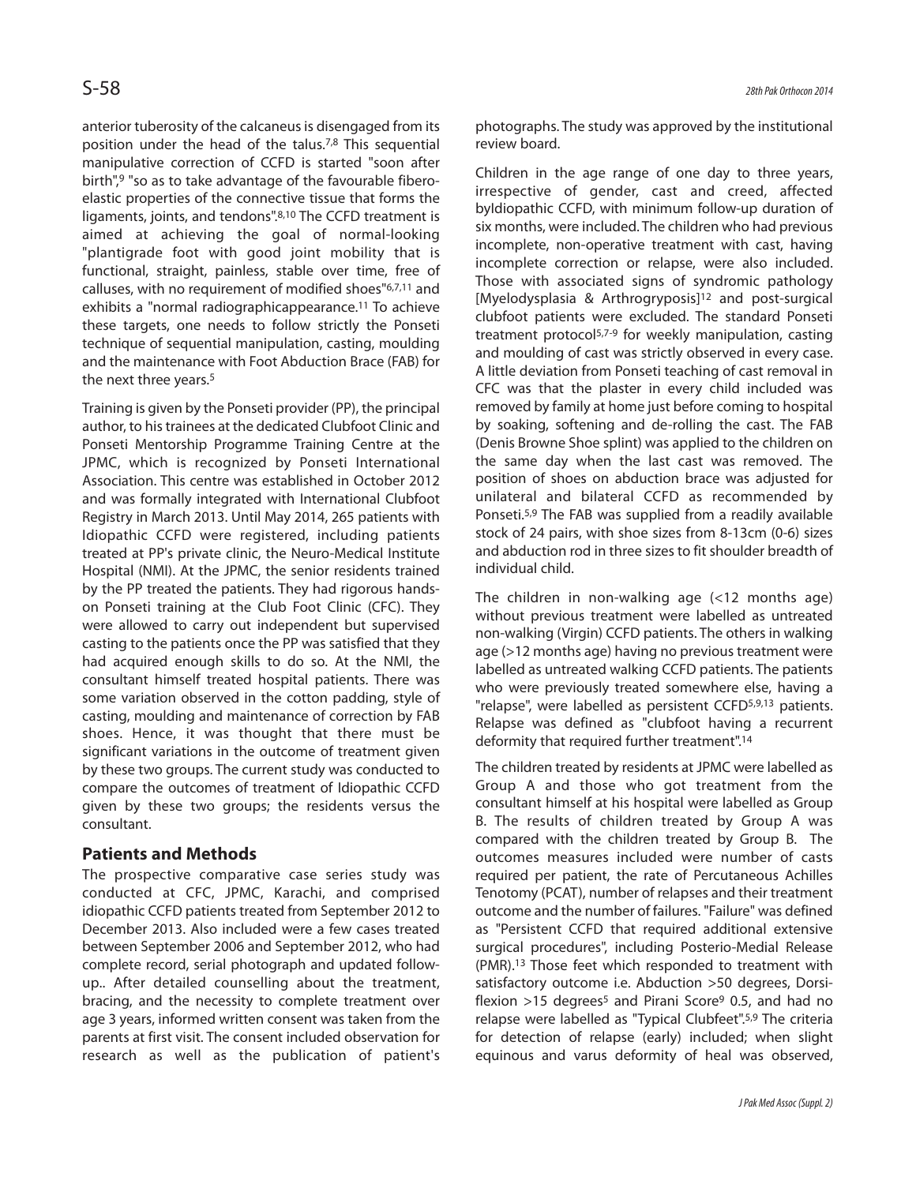anterior tuberosity of the calcaneus is disengaged from its position under the head of the talus.[7,8] This sequential manipulative correction of CCFD is started "soon after birth",[9] "so as to take advantage of the favourable fibero-elastic properties of the connective tissue that forms the ligaments, joints, and tendons".[8,10] The CCFD treatment is aimed at achieving the goal of normal-looking "plantigrade foot with good joint mobility that is functional, straight, painless, stable over time, free of calluses, with no requirement of modified shoes"[6,7,11] and exhibits a "normal radiographicappearance.[11] To achieve these targets, one needs to follow strictly the Ponseti technique of sequential manipulation, casting, moulding and the maintenance with Foot Abduction Brace (FAB) for the next three years.[5]

Training is given by the Ponseti provider (PP), the principal author, to his trainees at the dedicated Clubfoot Clinic and Ponseti Mentorship Programme Training Centre at the JPMC, which is recognized by Ponseti International Association. This centre was established in October 2012 and was formally integrated with International Clubfoot Registry in March 2013. Until May 2014, 265 patients with Idiopathic CCFD were registered, including patients treated at PP's private clinic, the Neuro-Medical Institute Hospital (NMI). At the JPMC, the senior residents trained by the PP treated the patients. They had rigorous hands-on Ponseti training at the Club Foot Clinic (CFC). They were allowed to carry out independent but supervised casting to the patients once the PP was satisfied that they had acquired enough skills to do so. At the NMI, the consultant himself treated hospital patients. There was some variation observed in the cotton padding, style of casting, moulding and maintenance of correction by FAB shoes. Hence, it was thought that there must be significant variations in the outcome of treatment given by these two groups. The current study was conducted to compare the outcomes of treatment of Idiopathic CCFD given by these two groups; the residents versus the consultant.

## Patients and Methods

The prospective comparative case series study was conducted at CFC, JPMC, Karachi, and comprised idiopathic CCFD patients treated from September 2012 to December 2013. Also included were a few cases treated between September 2006 and September 2012, who had complete record, serial photograph and updated follow-up.. After detailed counselling about the treatment, bracing, and the necessity to complete treatment over age 3 years, informed written consent was taken from the parents at first visit. The consent included observation for research as well as the publication of patient's photographs. The study was approved by the institutional review board.

Children in the age range of one day to three years, irrespective of gender, cast and creed, affected byIdiopathic CCFD, with minimum follow-up duration of six months, were included. The children who had previous incomplete, non-operative treatment with cast, having incomplete correction or relapse, were also included. Those with associated signs of syndromic pathology [Myelodysplasia & Arthrogryposis][12] and post-surgical clubfoot patients were excluded. The standard Ponseti treatment protocol[5,7-9] for weekly manipulation, casting and moulding of cast was strictly observed in every case. A little deviation from Ponseti teaching of cast removal in CFC was that the plaster in every child included was removed by family at home just before coming to hospital by soaking, softening and de-rolling the cast. The FAB (Denis Browne Shoe splint) was applied to the children on the same day when the last cast was removed. The position of shoes on abduction brace was adjusted for unilateral and bilateral CCFD as recommended by Ponseti.[5,9] The FAB was supplied from a readily available stock of 24 pairs, with shoe sizes from 8-13cm (0-6) sizes and abduction rod in three sizes to fit shoulder breadth of individual child.

The children in non-walking age (<12 months age) without previous treatment were labelled as untreated non-walking (Virgin) CCFD patients. The others in walking age (>12 months age) having no previous treatment were labelled as untreated walking CCFD patients. The patients who were previously treated somewhere else, having a "relapse", were labelled as persistent CCFD[5,9,13] patients. Relapse was defined as "clubfoot having a recurrent deformity that required further treatment".[14]

The children treated by residents at JPMC were labelled as Group A and those who got treatment from the consultant himself at his hospital were labelled as Group B. The results of children treated by Group A was compared with the children treated by Group B. The outcomes measures included were number of casts required per patient, the rate of Percutaneous Achilles Tenotomy (PCAT), number of relapses and their treatment outcome and the number of failures. "Failure" was defined as "Persistent CCFD that required additional extensive surgical procedures", including Posterio-Medial Release (PMR).[13] Those feet which responded to treatment with satisfactory outcome i.e. Abduction >50 degrees, Dorsi-flexion >15 degrees[5] and Pirani Score[9] 0.5, and had no relapse were labelled as "Typical Clubfeet".[5,9] The criteria for detection of relapse (early) included; when slight equinous and varus deformity of heal was observed,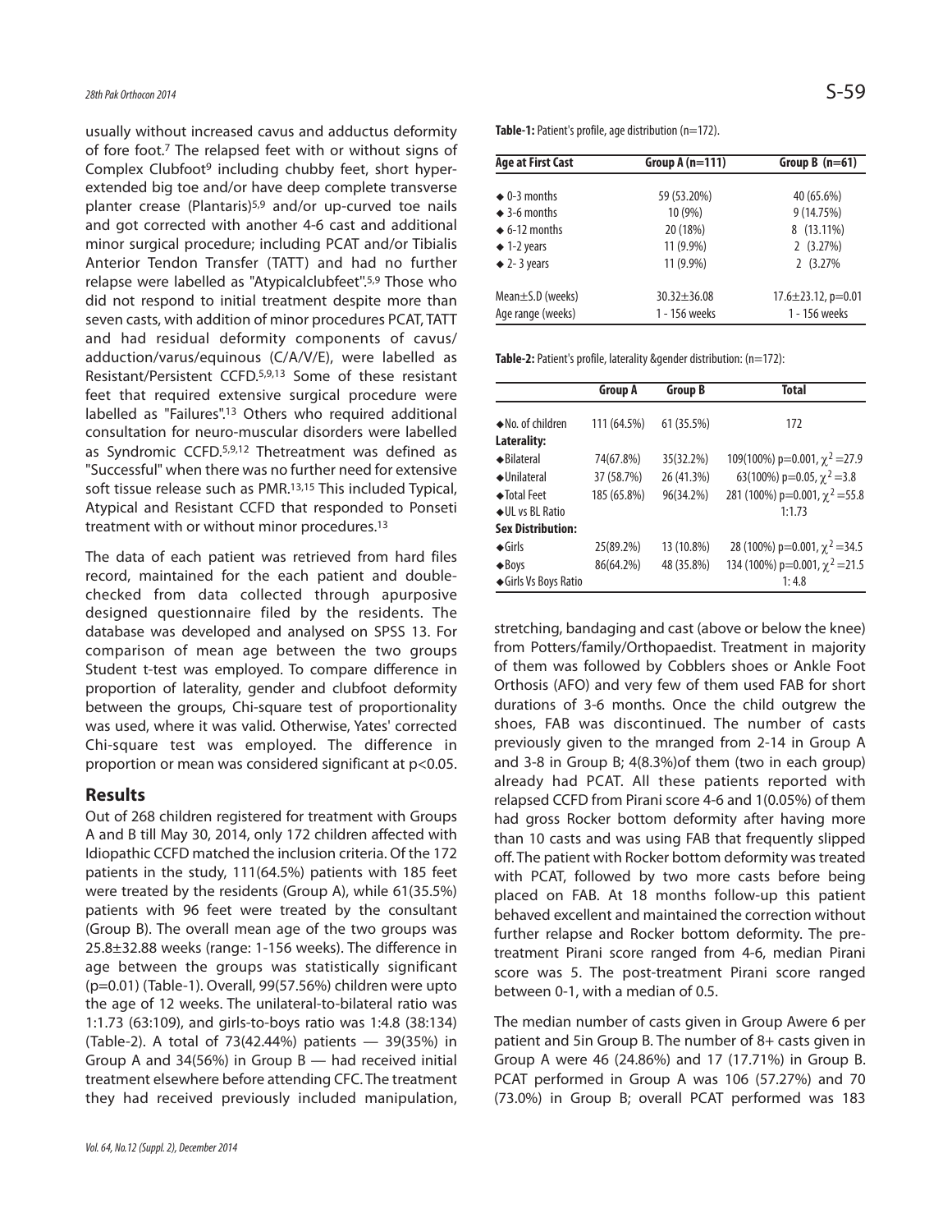usually without increased cavus and adductus deformity of fore foot.[7] The relapsed feet with or without signs of Complex Clubfoot[9] including chubby feet, short hyper-extended big toe and/or have deep complete transverse planter crease (Plantaris)[5,9] and/or up-curved toe nails and got corrected with another 4-6 cast and additional minor surgical procedure; including PCAT and/or Tibialis Anterior Tendon Transfer (TATT) and had no further relapse were labelled as "Atypicalclubfeet".[5,9] Those who did not respond to initial treatment despite more than seven casts, with addition of minor procedures PCAT, TATT and had residual deformity components of cavus/ adduction/varus/equinous (C/A/V/E), were labelled as Resistant/Persistent CCFD.[5,9,13] Some of these resistant feet that required extensive surgical procedure were labelled as "Failures".[13] Others who required additional consultation for neuro-muscular disorders were labelled as Syndromic CCFD.[5,9,12] Thetreatment was defined as "Successful" when there was no further need for extensive soft tissue release such as PMR.[13,15] This included Typical, Atypical and Resistant CCFD that responded to Ponseti treatment with or without minor procedures.[13]

The data of each patient was retrieved from hard files record, maintained for the each patient and double-checked from data collected through apurposive designed questionnaire filed by the residents. The database was developed and analysed on SPSS 13. For comparison of mean age between the two groups Student t-test was employed. To compare difference in proportion of laterality, gender and clubfoot deformity between the groups, Chi-square test of proportionality was used, where it was valid. Otherwise, Yates' corrected Chi-square test was employed. The difference in proportion or mean was considered significant at $p<0.05$.

## Results

Out of 268 children registered for treatment with Groups A and B till May 30, 2014, only 172 children affected with Idiopathic CCFD matched the inclusion criteria. Of the 172 patients in the study, 111(64.5%) patients with 185 feet were treated by the residents (Group A), while 61(35.5%) patients with 96 feet were treated by the consultant (Group B). The overall mean age of the two groups was 25.8±32.88 weeks (range: 1-156 weeks). The difference in age between the groups was statistically significant ($p=0.01$) (Table-1). Overall, 99(57.56%) children were upto the age of 12 weeks. The unilateral-to-bilateral ratio was 1:1.73 (63:109), and girls-to-boys ratio was 1:4.8 (38:134) (Table-2). A total of 73(42.44%) patients — 39(35%) in Group A and 34(56%) in Group B — had received initial treatment elsewhere before attending CFC. The treatment they had received previously included manipulation,

**Table-1:** Patient's profile, age distribution (n=172).

| Age at First Cast | Group A (n=111) | Group B (n=61) |
|---|---|---|
| ◆ 0-3 months | 59 (53.20%) | 40 (65.6%) |
| ◆ 3-6 months | 10 (9%) | 9 (14.75%) |
| ◆ 6-12 months | 20 (18%) | 8 (13.11%) |
| ◆ 1-2 years | 11 (9.9%) | 2 (3.27%) |
| ◆ 2- 3 years | 11 (9.9%) | 2 (3.27% |
| Mean±S.D (weeks) | 30.32±36.08 | 17.6±23.12, p=0.01 |
| Age range (weeks) | 1 - 156 weeks | 1 - 156 weeks |

**Table-2:** Patient's profile, laterality &gender distribution: (n=172):

| | Group A | Group B | Total |
|---|---|---|---|
| ◆No. of children | 111 (64.5%) | 61 (35.5%) | 172 |
| **Laterality:** | | | |
| ◆Bilateral | 74(67.8%) | 35(32.2%) | 109(100%) $p=0.001$, $\chi^2=27.9$ |
| ◆Unilateral | 37 (58.7%) | 26 (41.3%) | 63(100%) $p=0.05$, $\chi^2=3.8$ |
| ◆Total Feet | 185 (65.8%) | 96(34.2%) | 281 (100%) $p=0.001$, $\chi^2=55.8$ |
| ◆UL vs BL Ratio | | | 1:1.73 |
| **Sex Distribution:** | | | |
| ◆Girls | 25(89.2%) | 13 (10.8%) | 28 (100%) $p=0.001$, $\chi^2=34.5$ |
| ◆Boys | 86(64.2%) | 48 (35.8%) | 134 (100%) $p=0.001$, $\chi^2=21.5$ |
| ◆Girls Vs Boys Ratio | | | 1: 4.8 |

stretching, bandaging and cast (above or below the knee) from Potters/family/Orthopaedist. Treatment in majority of them was followed by Cobblers shoes or Ankle Foot Orthosis (AFO) and very few of them used FAB for short durations of 3-6 months. Once the child outgrew the shoes, FAB was discontinued. The number of casts previously given to the mranged from 2-14 in Group A and 3-8 in Group B; 4(8.3%)of them (two in each group) already had PCAT. All these patients reported with relapsed CCFD from Pirani score 4-6 and 1(0.05%) of them had gross Rocker bottom deformity after having more than 10 casts and was using FAB that frequently slipped off. The patient with Rocker bottom deformity was treated with PCAT, followed by two more casts before being placed on FAB. At 18 months follow-up this patient behaved excellent and maintained the correction without further relapse and Rocker bottom deformity. The pre-treatment Pirani score ranged from 4-6, median Pirani score was 5. The post-treatment Pirani score ranged between 0-1, with a median of 0.5.

The median number of casts given in Group Awere 6 per patient and 5in Group B. The number of 8+ casts given in Group A were 46 (24.86%) and 17 (17.71%) in Group B. PCAT performed in Group A was 106 (57.27%) and 70 (73.0%) in Group B; overall PCAT performed was 183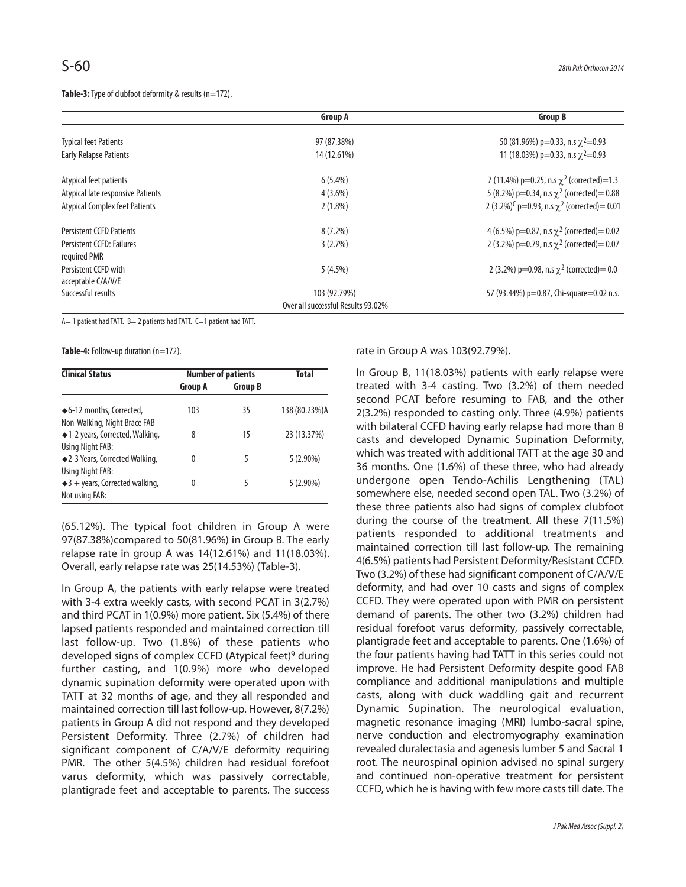**Table-3:** Type of clubfoot deformity & results (n=172).

| | Group A | Group B |
|---|---|---|
| Typical feet Patients | 97 (87.38%) | 50 (81.96%) p=0.33, n.s $\chi^2$=0.93 |
| Early Relapse Patients | 14 (12.61%) | 11 (18.03%) p=0.33, n.s $\chi^2$=0.93 |
| Atypical feet patients | 6 (5.4%) | 7 (11.4%) p=0.25, n.s $\chi^2$ (corrected)=1.3 |
| Atypical late responsive Patients | 4 (3.6%) | 5 (8.2%) p=0.34, n.s $\chi^2$ (corrected)= 0.88 |
| Atypical Complex feet Patients | 2 (1.8%) | 2 (3.2%)[C] p=0.93, n.s $\chi^2$ (corrected)= 0.01 |
| Persistent CCFD Patients | 8 (7.2%) | 4 (6.5%) p=0.87, n.s $\chi^2$ (corrected)= 0.02 |
| Persistent CCFD: Failures required PMR | 3 (2.7%) | 2 (3.2%) p=0.79, n.s $\chi^2$ (corrected)= 0.07 |
| Persistent CCFD with acceptable C/A/V/E | 5 (4.5%) | 2 (3.2%) p=0.98, n.s $\chi^2$ (corrected)= 0.0 |
| Successful results | 103 (92.79%) | 57 (93.44%) p=0.87, Chi-square=0.02 n.s. |
| | Over all successful Results 93.02% | |

A= 1 patient had TATT. B= 2 patients had TATT. C=1 patient had TATT.

**Table-4:** Follow-up duration (n=172).

| Clinical Status | Number of patients | | Total |
|---|---|---|---|
| | Group A | Group B | |
| ◆6-12 months, Corrected, Non-Walking, Night Brace FAB | 103 | 35 | 138 (80.23%)A |
| ◆1-2 years, Corrected, Walking, Using Night FAB: | 8 | 15 | 23 (13.37%) |
| ◆2-3 Years, Corrected Walking, Using Night FAB: | 0 | 5 | 5 (2.90%) |
| ◆3 + years, Corrected walking, Not using FAB: | 0 | 5 | 5 (2.90%) |

(65.12%). The typical foot children in Group A were 97(87.38%)compared to 50(81.96%) in Group B. The early relapse rate in group A was 14(12.61%) and 11(18.03%). Overall, early relapse rate was 25(14.53%) (Table-3).

In Group A, the patients with early relapse were treated with 3-4 extra weekly casts, with second PCAT in 3(2.7%) and third PCAT in 1(0.9%) more patient. Six (5.4%) of there lapsed patients responded and maintained correction till last follow-up. Two (1.8%) of these patients who developed signs of complex CCFD (Atypical feet)[9] during further casting, and 1(0.9%) more who developed dynamic supination deformity were operated upon with TATT at 32 months of age, and they all responded and maintained correction till last follow-up. However, 8(7.2%) patients in Group A did not respond and they developed Persistent Deformity. Three (2.7%) of children had significant component of C/A/V/E deformity requiring PMR. The other 5(4.5%) children had residual forefoot varus deformity, which was passively correctable, plantigrade feet and acceptable to parents. The success rate in Group A was 103(92.79%).

In Group B, 11(18.03%) patients with early relapse were treated with 3-4 casting. Two (3.2%) of them needed second PCAT before resuming to FAB, and the other 2(3.2%) responded to casting only. Three (4.9%) patients with bilateral CCFD having early relapse had more than 8 casts and developed Dynamic Supination Deformity, which was treated with additional TATT at the age 30 and 36 months. One (1.6%) of these three, who had already undergone open Tendo-Achilis Lengthening (TAL) somewhere else, needed second open TAL. Two (3.2%) of these three patients also had signs of complex clubfoot during the course of the treatment. All these 7(11.5%) patients responded to additional treatments and maintained correction till last follow-up. The remaining 4(6.5%) patients had Persistent Deformity/Resistant CCFD. Two (3.2%) of these had significant component of C/A/V/E deformity, and had over 10 casts and signs of complex CCFD. They were operated upon with PMR on persistent demand of parents. The other two (3.2%) children had residual forefoot varus deformity, passively correctable, plantigrade feet and acceptable to parents. One (1.6%) of the four patients having had TATT in this series could not improve. He had Persistent Deformity despite good FAB compliance and additional manipulations and multiple casts, along with duck waddling gait and recurrent Dynamic Supination. The neurological evaluation, magnetic resonance imaging (MRI) lumbo-sacral spine, nerve conduction and electromyography examination revealed duralectasia and agenesis lumber 5 and Sacral 1 root. The neurospinal opinion advised no spinal surgery and continued non-operative treatment for persistent CCFD, which he is having with few more casts till date. The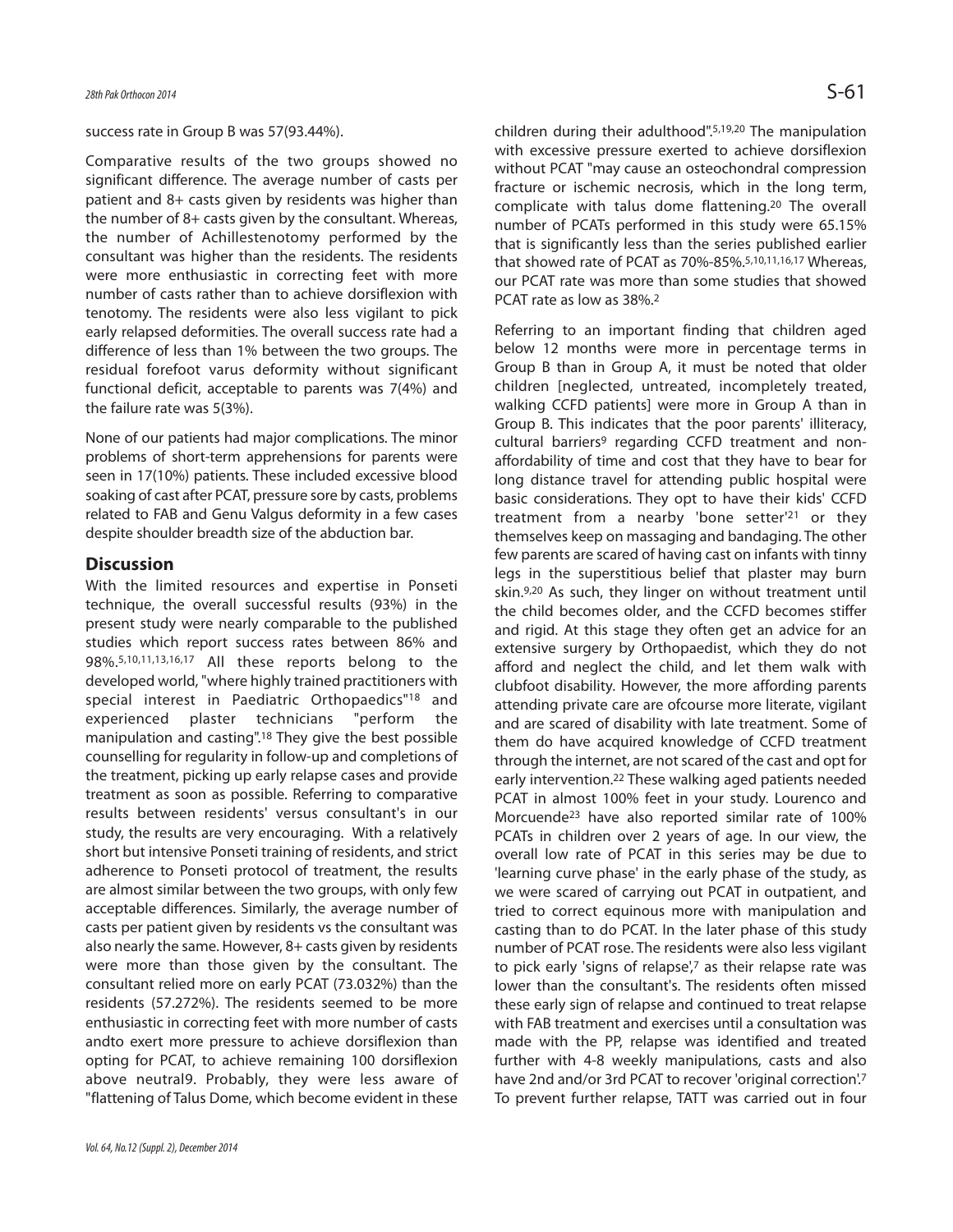success rate in Group B was 57(93.44%).

Comparative results of the two groups showed no significant difference. The average number of casts per patient and 8+ casts given by residents was higher than the number of 8+ casts given by the consultant. Whereas, the number of Achillestenotomy performed by the consultant was higher than the residents. The residents were more enthusiastic in correcting feet with more number of casts rather than to achieve dorsiflexion with tenotomy. The residents were also less vigilant to pick early relapsed deformities. The overall success rate had a difference of less than 1% between the two groups. The residual forefoot varus deformity without significant functional deficit, acceptable to parents was 7(4%) and the failure rate was 5(3%).

None of our patients had major complications. The minor problems of short-term apprehensions for parents were seen in 17(10%) patients. These included excessive blood soaking of cast after PCAT, pressure sore by casts, problems related to FAB and Genu Valgus deformity in a few cases despite shoulder breadth size of the abduction bar.

## Discussion

With the limited resources and expertise in Ponseti technique, the overall successful results (93%) in the present study were nearly comparable to the published studies which report success rates between 86% and 98%.[5,10,11,13,16,17] All these reports belong to the developed world, "where highly trained practitioners with special interest in Paediatric Orthopaedics"[18] and experienced plaster technicians "perform the manipulation and casting".[18] They give the best possible counselling for regularity in follow-up and completions of the treatment, picking up early relapse cases and provide treatment as soon as possible. Referring to comparative results between residents' versus consultant's in our study, the results are very encouraging. With a relatively short but intensive Ponseti training of residents, and strict adherence to Ponseti protocol of treatment, the results are almost similar between the two groups, with only few acceptable differences. Similarly, the average number of casts per patient given by residents vs the consultant was also nearly the same. However, 8+ casts given by residents were more than those given by the consultant. The consultant relied more on early PCAT (73.032%) than the residents (57.272%). The residents seemed to be more enthusiastic in correcting feet with more number of casts andto exert more pressure to achieve dorsiflexion than opting for PCAT, to achieve remaining 100 dorsiflexion above neutral9. Probably, they were less aware of "flattening of Talus Dome, which become evident in these children during their adulthood".[5,19,20] The manipulation with excessive pressure exerted to achieve dorsiflexion without PCAT "may cause an osteochondral compression fracture or ischemic necrosis, which in the long term, complicate with talus dome flattening.[20] The overall number of PCATs performed in this study were 65.15% that is significantly less than the series published earlier that showed rate of PCAT as 70%-85%.[5,10,11,16,17] Whereas, our PCAT rate was more than some studies that showed PCAT rate as low as 38%.[2]

Referring to an important finding that children aged below 12 months were more in percentage terms in Group B than in Group A, it must be noted that older children [neglected, untreated, incompletely treated, walking CCFD patients] were more in Group A than in Group B. This indicates that the poor parents' illiteracy, cultural barriers[9] regarding CCFD treatment and non-affordability of time and cost that they have to bear for long distance travel for attending public hospital were basic considerations. They opt to have their kids' CCFD treatment from a nearby 'bone setter'[21] or they themselves keep on massaging and bandaging. The other few parents are scared of having cast on infants with tinny legs in the superstitious belief that plaster may burn skin.[9,20] As such, they linger on without treatment until the child becomes older, and the CCFD becomes stiffer and rigid. At this stage they often get an advice for an extensive surgery by Orthopaedist, which they do not afford and neglect the child, and let them walk with clubfoot disability. However, the more affording parents attending private care are ofcourse more literate, vigilant and are scared of disability with late treatment. Some of them do have acquired knowledge of CCFD treatment through the internet, are not scared of the cast and opt for early intervention.[22] These walking aged patients needed PCAT in almost 100% feet in your study. Lourenco and Morcuende[23] have also reported similar rate of 100% PCATs in children over 2 years of age. In our view, the overall low rate of PCAT in this series may be due to 'learning curve phase' in the early phase of the study, as we were scared of carrying out PCAT in outpatient, and tried to correct equinous more with manipulation and casting than to do PCAT. In the later phase of this study number of PCAT rose. The residents were also less vigilant to pick early 'signs of relapse',[7] as their relapse rate was lower than the consultant's. The residents often missed these early sign of relapse and continued to treat relapse with FAB treatment and exercises until a consultation was made with the PP, relapse was identified and treated further with 4-8 weekly manipulations, casts and also have 2nd and/or 3rd PCAT to recover 'original correction'.[7] To prevent further relapse, TATT was carried out in four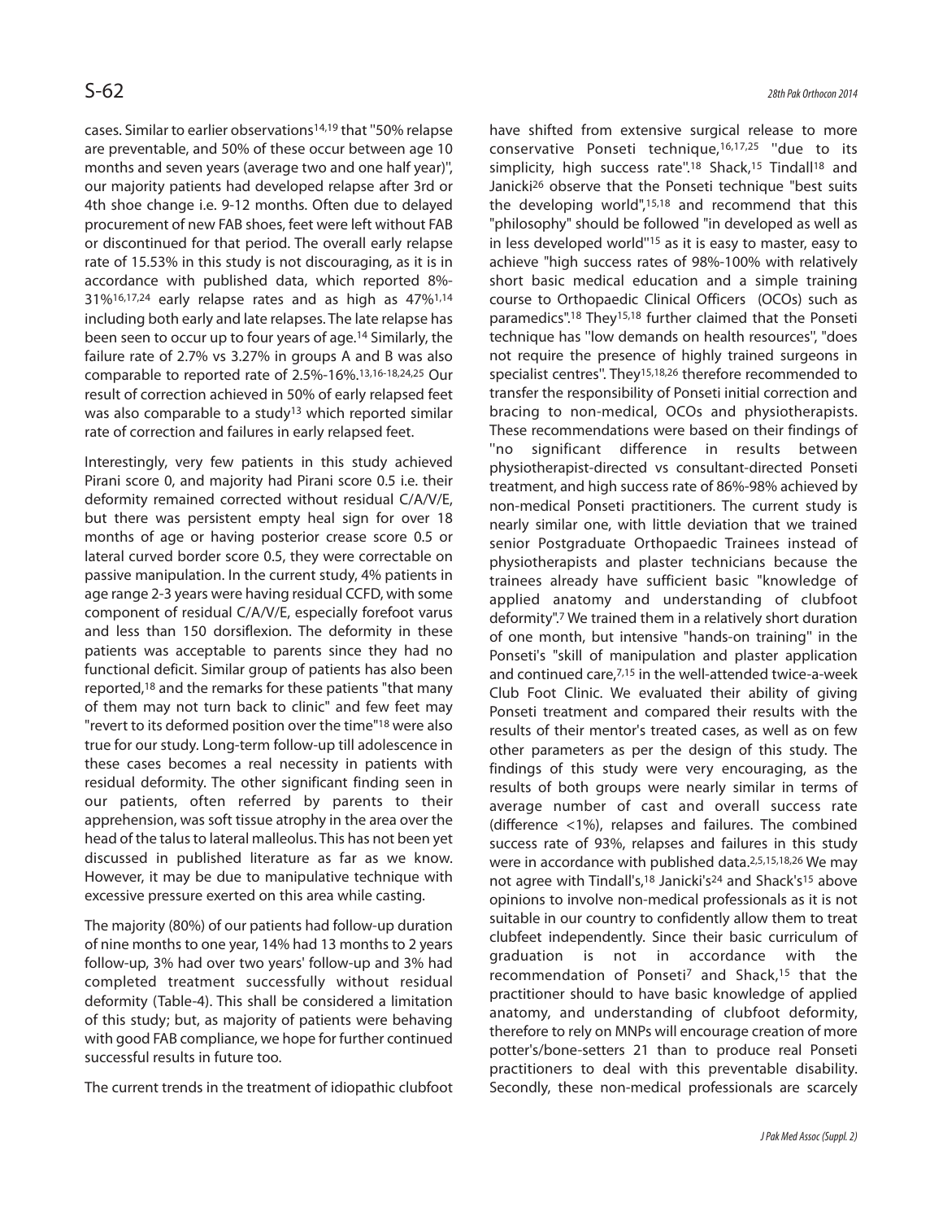cases. Similar to earlier observations[14,19] that "50% relapse are preventable, and 50% of these occur between age 10 months and seven years (average two and one half year)", our majority patients had developed relapse after 3rd or 4th shoe change i.e. 9-12 months. Often due to delayed procurement of new FAB shoes, feet were left without FAB or discontinued for that period. The overall early relapse rate of 15.53% in this study is not discouraging, as it is in accordance with published data, which reported 8%-31%[16,17,24] early relapse rates and as high as 47%[1,14] including both early and late relapses. The late relapse has been seen to occur up to four years of age.[14] Similarly, the failure rate of 2.7% vs 3.27% in groups A and B was also comparable to reported rate of 2.5%-16%.[13,16-18,24,25] Our result of correction achieved in 50% of early relapsed feet was also comparable to a study[13] which reported similar rate of correction and failures in early relapsed feet.

Interestingly, very few patients in this study achieved Pirani score 0, and majority had Pirani score 0.5 i.e. their deformity remained corrected without residual C/A/V/E, but there was persistent empty heal sign for over 18 months of age or having posterior crease score 0.5 or lateral curved border score 0.5, they were correctable on passive manipulation. In the current study, 4% patients in age range 2-3 years were having residual CCFD, with some component of residual C/A/V/E, especially forefoot varus and less than 150 dorsiflexion. The deformity in these patients was acceptable to parents since they had no functional deficit. Similar group of patients has also been reported,[18] and the remarks for these patients "that many of them may not turn back to clinic" and few feet may "revert to its deformed position over the time"[18] were also true for our study. Long-term follow-up till adolescence in these cases becomes a real necessity in patients with residual deformity. The other significant finding seen in our patients, often referred by parents to their apprehension, was soft tissue atrophy in the area over the head of the talus to lateral malleolus. This has not been yet discussed in published literature as far as we know. However, it may be due to manipulative technique with excessive pressure exerted on this area while casting.

The majority (80%) of our patients had follow-up duration of nine months to one year, 14% had 13 months to 2 years follow-up, 3% had over two years' follow-up and 3% had completed treatment successfully without residual deformity (Table-4). This shall be considered a limitation of this study; but, as majority of patients were behaving with good FAB compliance, we hope for further continued successful results in future too.

The current trends in the treatment of idiopathic clubfoot have shifted from extensive surgical release to more conservative Ponseti technique,[16,17,25] "due to its simplicity, high success rate".[18] Shack,[15] Tindall[18] and Janicki[26] observe that the Ponseti technique "best suits the developing world",[15,18] and recommend that this "philosophy" should be followed "in developed as well as in less developed world"[15] as it is easy to master, easy to achieve "high success rates of 98%-100% with relatively short basic medical education and a simple training course to Orthopaedic Clinical Officers (OCOs) such as paramedics".[18] They[15,18] further claimed that the Ponseti technique has "low demands on health resources", "does not require the presence of highly trained surgeons in specialist centres". They[15,18,26] therefore recommended to transfer the responsibility of Ponseti initial correction and bracing to non-medical, OCOs and physiotherapists. These recommendations were based on their findings of "no significant difference in results between physiotherapist-directed vs consultant-directed Ponseti treatment, and high success rate of 86%-98% achieved by non-medical Ponseti practitioners. The current study is nearly similar one, with little deviation that we trained senior Postgraduate Orthopaedic Trainees instead of physiotherapists and plaster technicians because the trainees already have sufficient basic "knowledge of applied anatomy and understanding of clubfoot deformity".[7] We trained them in a relatively short duration of one month, but intensive "hands-on training" in the Ponseti's "skill of manipulation and plaster application and continued care,[7,15] in the well-attended twice-a-week Club Foot Clinic. We evaluated their ability of giving Ponseti treatment and compared their results with the results of their mentor's treated cases, as well as on few other parameters as per the design of this study. The findings of this study were very encouraging, as the results of both groups were nearly similar in terms of average number of cast and overall success rate (difference <1%), relapses and failures. The combined success rate of 93%, relapses and failures in this study were in accordance with published data.[2,5,15,18,26] We may not agree with Tindall's,[18] Janicki's[24] and Shack's[15] above opinions to involve non-medical professionals as it is not suitable in our country to confidently allow them to treat clubfeet independently. Since their basic curriculum of graduation is not in accordance with the recommendation of Ponseti[7] and Shack,[15] that the practitioner should to have basic knowledge of applied anatomy, and understanding of clubfoot deformity, therefore to rely on MNPs will encourage creation of more potter's/bone-setters 21 than to produce real Ponseti practitioners to deal with this preventable disability. Secondly, these non-medical professionals are scarcely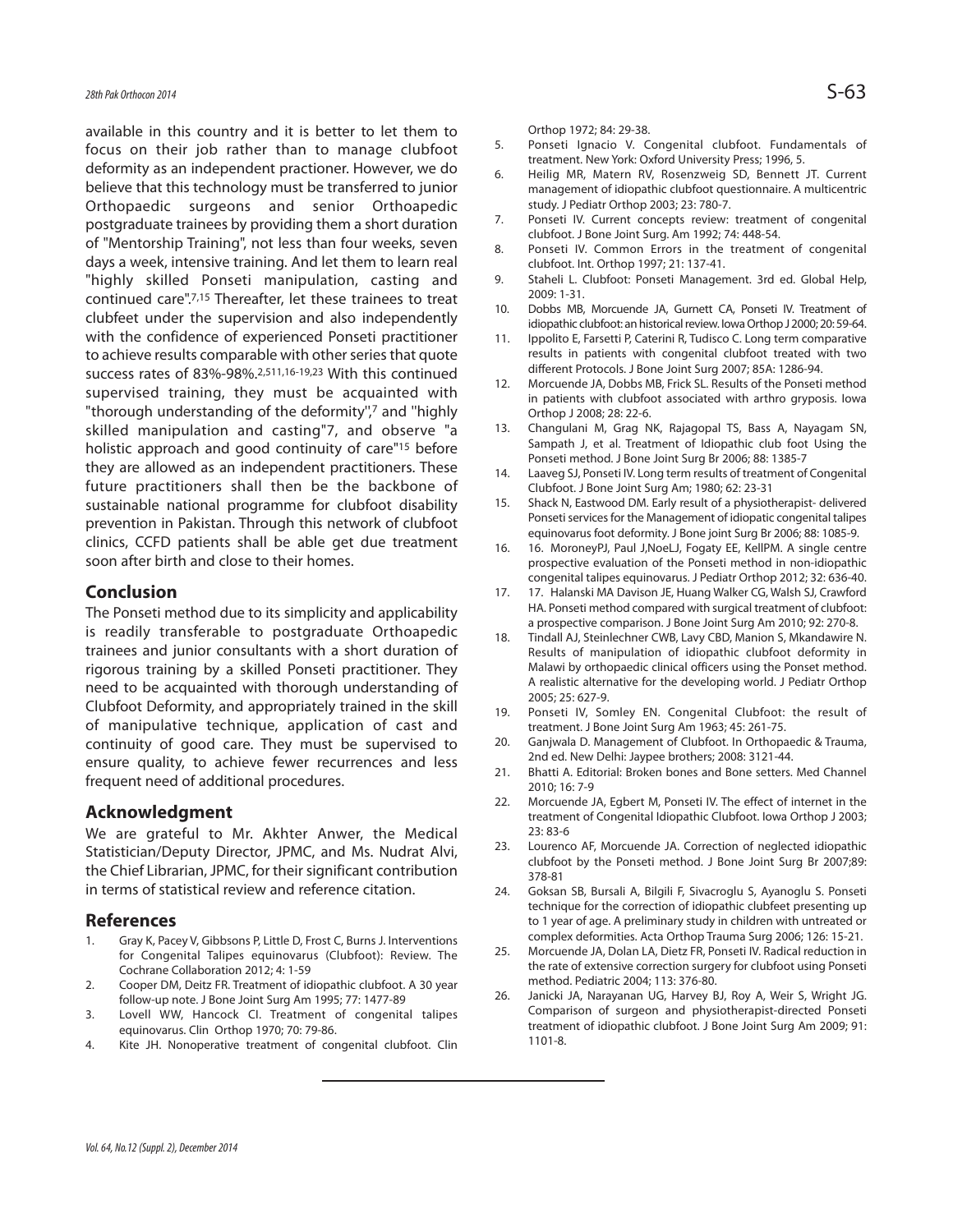available in this country and it is better to let them to focus on their job rather than to manage clubfoot deformity as an independent practioner. However, we do believe that this technology must be transferred to junior Orthopaedic surgeons and senior Orthoapedic postgraduate trainees by providing them a short duration of "Mentorship Training", not less than four weeks, seven days a week, intensive training. And let them to learn real "highly skilled Ponseti manipulation, casting and continued care".[7,15] Thereafter, let these trainees to treat clubfeet under the supervision and also independently with the confidence of experienced Ponseti practitioner to achieve results comparable with other series that quote success rates of 83%-98%.[2,511,16-19,23] With this continued supervised training, they must be acquainted with "thorough understanding of the deformity",[7] and "highly skilled manipulation and casting"7, and observe "a holistic approach and good continuity of care"[15] before they are allowed as an independent practitioners. These future practitioners shall then be the backbone of sustainable national programme for clubfoot disability prevention in Pakistan. Through this network of clubfoot clinics, CCFD patients shall be able get due treatment soon after birth and close to their homes.

## Conclusion

The Ponseti method due to its simplicity and applicability is readily transferable to postgraduate Orthoapedic trainees and junior consultants with a short duration of rigorous training by a skilled Ponseti practitioner. They need to be acquainted with thorough understanding of Clubfoot Deformity, and appropriately trained in the skill of manipulative technique, application of cast and continuity of good care. They must be supervised to ensure quality, to achieve fewer recurrences and less frequent need of additional procedures.

## Acknowledgment

We are grateful to Mr. Akhter Anwer, the Medical Statistician/Deputy Director, JPMC, and Ms. Nudrat Alvi, the Chief Librarian, JPMC, for their significant contribution in terms of statistical review and reference citation.

## References

1. Gray K, Pacey V, Gibbsons P, Little D, Frost C, Burns J. Interventions for Congenital Talipes equinovarus (Clubfoot): Review. The Cochrane Collaboration 2012; 4: 1-59
2. Cooper DM, Deitz FR. Treatment of idiopathic clubfoot. A 30 year follow-up note. J Bone Joint Surg Am 1995; 77: 1477-89
3. Lovell WW, Hancock CI. Treatment of congenital talipes equinovarus. Clin Orthop 1970; 70: 79-86.
4. Kite JH. Nonoperative treatment of congenital clubfoot. Clin Orthop 1972; 84: 29-38.
5. Ponseti Ignacio V. Congenital clubfoot. Fundamentals of treatment. New York: Oxford University Press; 1996, 5.
6. Heilig MR, Matern RV, Rosenzweig SD, Bennett JT. Current management of idiopathic clubfoot questionnaire. A multicentric study. J Pediatr Orthop 2003; 23: 780-7.
7. Ponseti IV. Current concepts review: treatment of congenital clubfoot. J Bone Joint Surg. Am 1992; 74: 448-54.
8. Ponseti IV. Common Errors in the treatment of congenital clubfoot. Int. Orthop 1997; 21: 137-41.
9. Staheli L. Clubfoot: Ponseti Management. 3rd ed. Global Help, 2009: 1-31.
10. Dobbs MB, Morcuende JA, Gurnett CA, Ponseti IV. Treatment of idiopathic clubfoot: an historical review. Iowa Orthop J 2000; 20: 59-64.
11. Ippolito E, Farsetti P, Caterini R, Tudisco C. Long term comparative results in patients with congenital clubfoot treated with two different Protocols. J Bone Joint Surg 2007; 85A: 1286-94.
12. Morcuende JA, Dobbs MB, Frick SL. Results of the Ponseti method in patients with clubfoot associated with arthro gryposis. Iowa Orthop J 2008; 28: 22-6.
13. Changulani M, Grag NK, Rajagopal TS, Bass A, Nayagam SN, Sampath J, et al. Treatment of Idiopathic club foot Using the Ponseti method. J Bone Joint Surg Br 2006; 88: 1385-7
14. Laaveg SJ, Ponseti IV. Long term results of treatment of Congenital Clubfoot. J Bone Joint Surg Am; 1980; 62: 23-31
15. Shack N, Eastwood DM. Early result of a physiotherapist- delivered Ponseti services for the Management of idiopatic congenital talipes equinovarus foot deformity. J Bone joint Surg Br 2006; 88: 1085-9.
16. 16. MoroneyPJ, Paul J,NoeLJ, Fogaty EE, KellPM. A single centre prospective evaluation of the Ponseti method in non-idiopathic congenital talipes equinovarus. J Pediatr Orthop 2012; 32: 636-40.
17. 17. Halanski MA Davison JE, Huang Walker CG, Walsh SJ, Crawford HA. Ponseti method compared with surgical treatment of clubfoot: a prospective comparison. J Bone Joint Surg Am 2010; 92: 270-8.
18. Tindall AJ, Steinlechner CWB, Lavy CBD, Manion S, Mkandawire N. Results of manipulation of idiopathic clubfoot deformity in Malawi by orthopaedic clinical officers using the Ponset method. A realistic alternative for the developing world. J Pediatr Orthop 2005; 25: 627-9.
19. Ponseti IV, Somley EN. Congenital Clubfoot: the result of treatment. J Bone Joint Surg Am 1963; 45: 261-75.
20. Ganjwala D. Management of Clubfoot. In Orthopaedic & Trauma, 2nd ed. New Delhi: Jaypee brothers; 2008: 3121-44.
21. Bhatti A. Editorial: Broken bones and Bone setters. Med Channel 2010; 16: 7-9
22. Morcuende JA, Egbert M, Ponseti IV. The effect of internet in the treatment of Congenital Idiopathic Clubfoot. Iowa Orthop J 2003; 23: 83-6
23. Lourenco AF, Morcuende JA. Correction of neglected idiopathic clubfoot by the Ponseti method. J Bone Joint Surg Br 2007;89: 378-81
24. Goksan SB, Bursali A, Bilgili F, Sivacroglu S, Ayanoglu S. Ponseti technique for the correction of idiopathic clubfeet presenting up to 1 year of age. A preliminary study in children with untreated or complex deformities. Acta Orthop Trauma Surg 2006; 126: 15-21.
25. Morcuende JA, Dolan LA, Dietz FR, Ponseti IV. Radical reduction in the rate of extensive correction surgery for clubfoot using Ponseti method. Pediatric 2004; 113: 376-80.
26. Janicki JA, Narayanan UG, Harvey BJ, Roy A, Weir S, Wright JG. Comparison of surgeon and physiotherapist-directed Ponseti treatment of idiopathic clubfoot. J Bone Joint Surg Am 2009; 91: 1101-8.